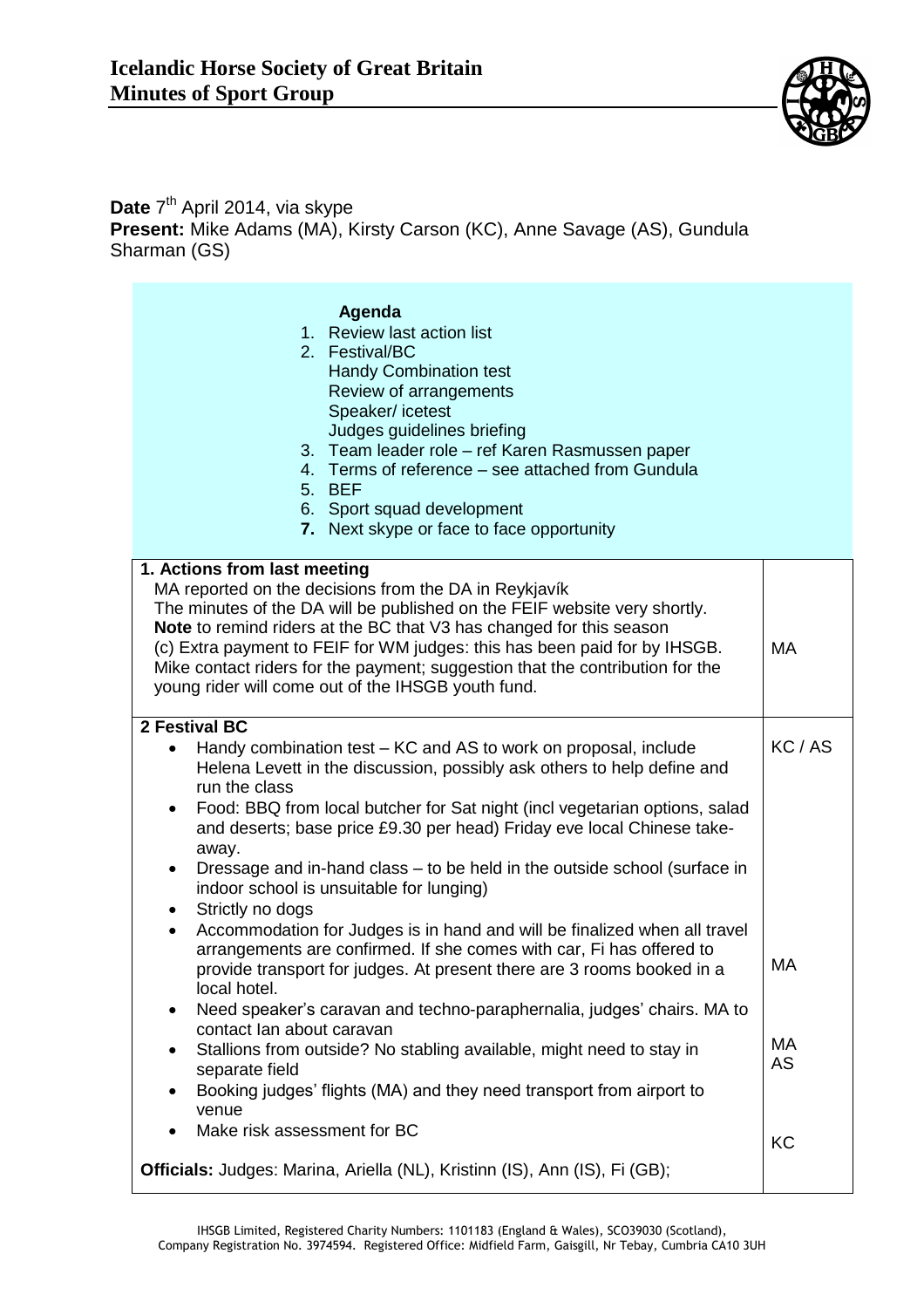# Icelandic Horse Society of Great Britain
# Minutes of Sport Group

**Date** 7th April 2014, via skype
**Present:** Mike Adams (MA), Kirsty Carson (KC), Anne Savage (AS), Gundula Sharman (GS)

**Agenda**

1. Review last action list
2. Festival/BC
   Handy Combination test
   Review of arrangements
   Speaker/ icetest
   Judges guidelines briefing
3. Team leader role – ref Karen Rasmussen paper
4. Terms of reference – see attached from Gundula
5. BEF
6. Sport squad development
7. **Next skype or face to face opportunity**

| | |
|---|---|
| **1. Actions from last meeting**<br>MA reported on the decisions from the DA in Reykjavík<br>The minutes of the DA will be published on the FEIF website very shortly.<br>**Note** to remind riders at the BC that V3 has changed for this season<br>(c) Extra payment to FEIF for WM judges: this has been paid for by IHSGB. Mike contact riders for the payment; suggestion that the contribution for the young rider will come out of the IHSGB youth fund. | MA |
| **2 Festival BC**<br>• Handy combination test – KC and AS to work on proposal, include Helena Levett in the discussion, possibly ask others to help define and run the class<br>• Food: BBQ from local butcher for Sat night (incl vegetarian options, salad and deserts; base price £9.30 per head) Friday eve local Chinese take-away.<br>• Dressage and in-hand class – to be held in the outside school (surface in indoor school is unsuitable for lunging)<br>• Strictly no dogs<br>• Accommodation for Judges is in hand and will be finalized when all travel arrangements are confirmed. If she comes with car, Fi has offered to provide transport for judges. At present there are 3 rooms booked in a local hotel.<br>• Need speaker's caravan and techno-paraphernalia, judges' chairs. MA to contact Ian about caravan<br>• Stallions from outside? No stabling available, might need to stay in separate field<br>• Booking judges' flights (MA) and they need transport from airport to venue<br>• Make risk assessment for BC<br><br>**Officials:** Judges: Marina, Ariella (NL), Kristinn (IS), Ann (IS), Fi (GB); | KC / AS<br><br><br><br><br><br><br><br><br><br>MA<br><br><br>MA<br>AS<br><br><br>KC |

IHSGB Limited, Registered Charity Numbers: 1101183 (England & Wales), SCO39030 (Scotland), Company Registration No. 3974594. Registered Office: Midfield Farm, Gaisgill, Nr Tebay, Cumbria CA10 3UH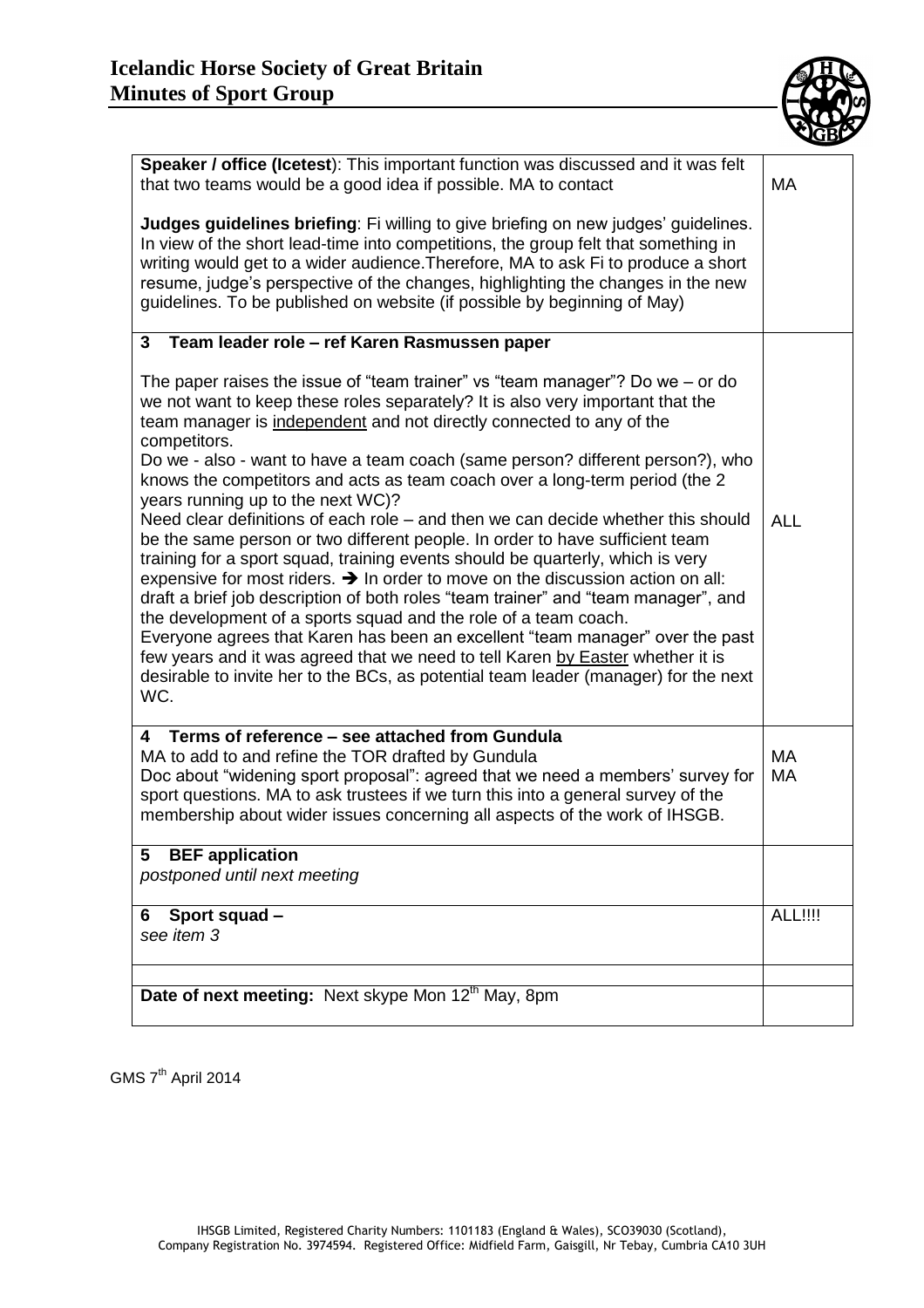| | |
|---|---|
| **Speaker / office (Icetest)**: This important function was discussed and it was felt that two teams would be a good idea if possible. MA to contact<br><br>**Judges guidelines briefing**: Fi willing to give briefing on new judges' guidelines. In view of the short lead-time into competitions, the group felt that something in writing would get to a wider audience.Therefore, MA to ask Fi to produce a short resume, judge's perspective of the changes, highlighting the changes in the new guidelines. To be published on website (if possible by beginning of May) | MA |
| **3 Team leader role – ref Karen Rasmussen paper**<br><br>The paper raises the issue of "team trainer" vs "team manager"? Do we – or do we not want to keep these roles separately? It is also very important that the team manager is <u>independent</u> and not directly connected to any of the competitors.<br>Do we - also - want to have a team coach (same person? different person?), who knows the competitors and acts as team coach over a long-term period (the 2 years running up to the next WC)?<br>Need clear definitions of each role – and then we can decide whether this should be the same person or two different people. In order to have sufficient team training for a sport squad, training events should be quarterly, which is very expensive for most riders. ➔ In order to move on the discussion action on all: draft a brief job description of both roles "team trainer" and "team manager", and the development of a sports squad and the role of a team coach.<br>Everyone agrees that Karen has been an excellent "team manager" over the past few years and it was agreed that we need to tell Karen <u>by Easter</u> whether it is desirable to invite her to the BCs, as potential team leader (manager) for the next WC. | ALL |
| **4 Terms of reference – see attached from Gundula**<br>MA to add to and refine the TOR drafted by Gundula<br>Doc about "widening sport proposal": agreed that we need a members' survey for sport questions. MA to ask trustees if we turn this into a general survey of the membership about wider issues concerning all aspects of the work of IHSGB. | MA<br>MA |
| **5 BEF application**<br>*postponed until next meeting* | |
| **6 Sport squad –**<br>*see item 3* | ALL!!!! |
| | |
| **Date of next meeting:** Next skype Mon 12th May, 8pm | |

GMS 7th April 2014

IHSGB Limited, Registered Charity Numbers: 1101183 (England & Wales), SCO39030 (Scotland), Company Registration No. 3974594. Registered Office: Midfield Farm, Gaisgill, Nr Tebay, Cumbria CA10 3UH